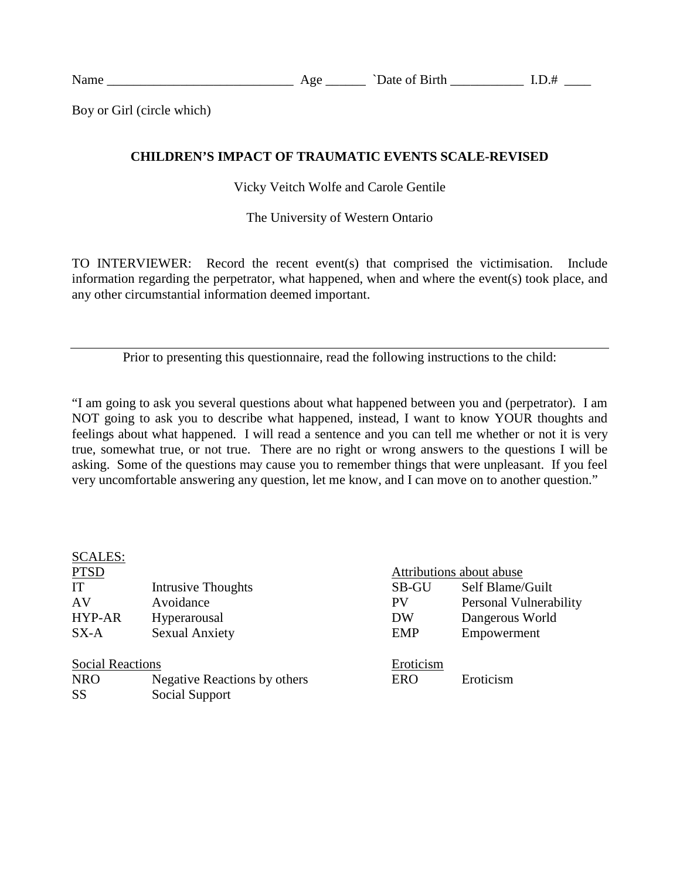Name ____________________________ Age ______ `Date of Birth ___________ I.D.# ____

Boy or Girl (circle which)

**CHILDREN'S IMPACT OF TRAUMATIC EVENTS SCALE-REVISED**

Vicky Veitch Wolfe and Carole Gentile

The University of Western Ontario

TO INTERVIEWER: Record the recent event(s) that comprised the victimisation. Include information regarding the perpetrator, what happened, when and where the event(s) took place, and any other circumstantial information deemed important.

---

Prior to presenting this questionnaire, read the following instructions to the child:

"I am going to ask you several questions about what happened between you and (perpetrator). I am NOT going to ask you to describe what happened, instead, I want to know YOUR thoughts and feelings about what happened. I will read a sentence and you can tell me whether or not it is very true, somewhat true, or not true. There are no right or wrong answers to the questions I will be asking. Some of the questions may cause you to remember things that were unpleasant. If you feel very uncomfortable answering any question, let me know, and I can move on to another question."

SCALES:

PTSD

| | |
|---|---|
| IT | Intrusive Thoughts |
| AV | Avoidance |
| HYP-AR | Hyperarousal |
| SX-A | Sexual Anxiety |

Social Reactions

| | |
|---|---|
| NRO | Negative Reactions by others |
| SS | Social Support |

Attributions about abuse

| | |
|---|---|
| SB-GU | Self Blame/Guilt |
| PV | Personal Vulnerability |
| DW | Dangerous World |
| EMP | Empowerment |

Eroticism

| | |
|---|---|
| ERO | Eroticism |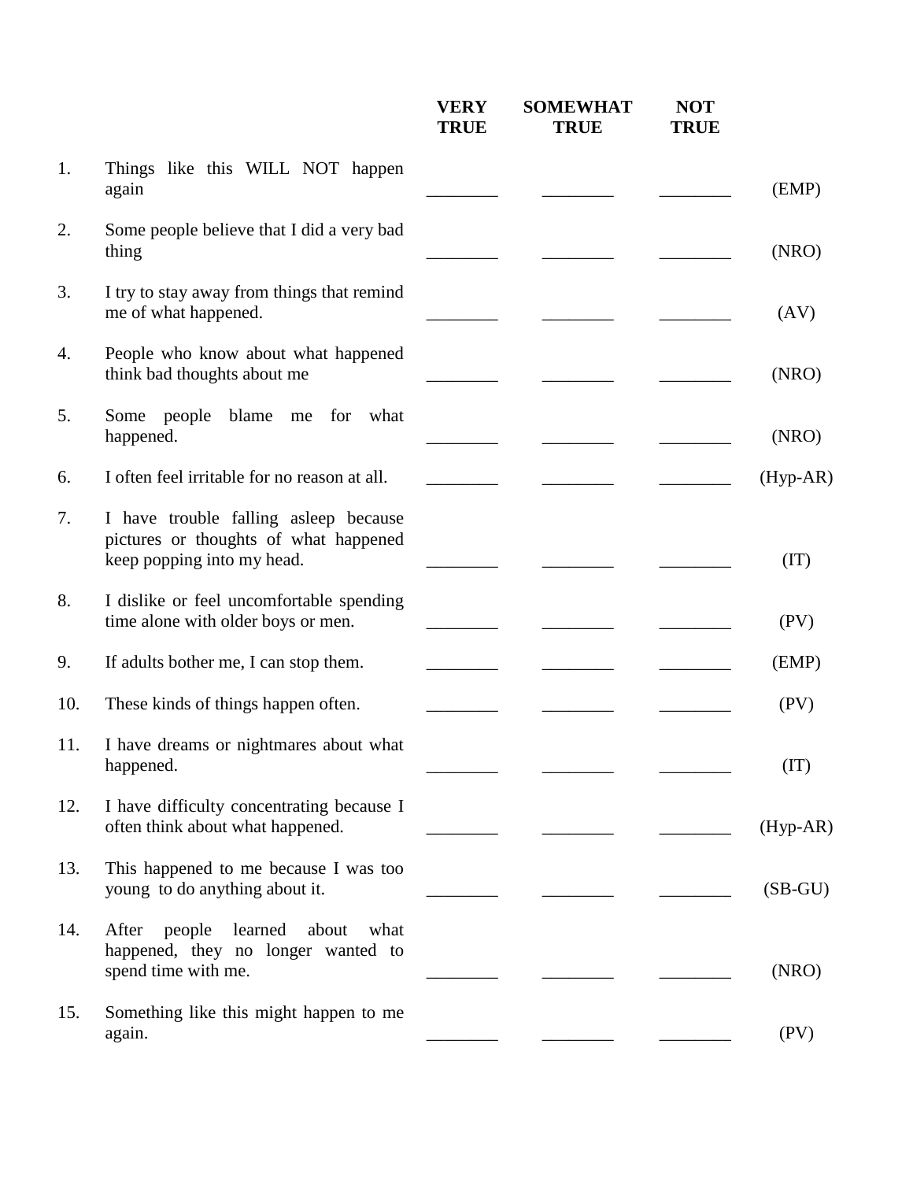| | | VERY TRUE | SOMEWHAT TRUE | NOT TRUE | |
|---|---|---|---|---|---|
| 1. | Things like this WILL NOT happen again | ________ | ________ | ________ | (EMP) |
| 2. | Some people believe that I did a very bad thing | ________ | ________ | ________ | (NRO) |
| 3. | I try to stay away from things that remind me of what happened. | ________ | ________ | ________ | (AV) |
| 4. | People who know about what happened think bad thoughts about me | ________ | ________ | ________ | (NRO) |
| 5. | Some people blame me for what happened. | ________ | ________ | ________ | (NRO) |
| 6. | I often feel irritable for no reason at all. | ________ | ________ | ________ | (Hyp-AR) |
| 7. | I have trouble falling asleep because pictures or thoughts of what happened keep popping into my head. | ________ | ________ | ________ | (IT) |
| 8. | I dislike or feel uncomfortable spending time alone with older boys or men. | ________ | ________ | ________ | (PV) |
| 9. | If adults bother me, I can stop them. | ________ | ________ | ________ | (EMP) |
| 10. | These kinds of things happen often. | ________ | ________ | ________ | (PV) |
| 11. | I have dreams or nightmares about what happened. | ________ | ________ | ________ | (IT) |
| 12. | I have difficulty concentrating because I often think about what happened. | ________ | ________ | ________ | (Hyp-AR) |
| 13. | This happened to me because I was too young to do anything about it. | ________ | ________ | ________ | (SB-GU) |
| 14. | After people learned about what happened, they no longer wanted to spend time with me. | ________ | ________ | ________ | (NRO) |
| 15. | Something like this might happen to me again. | ________ | ________ | ________ | (PV) |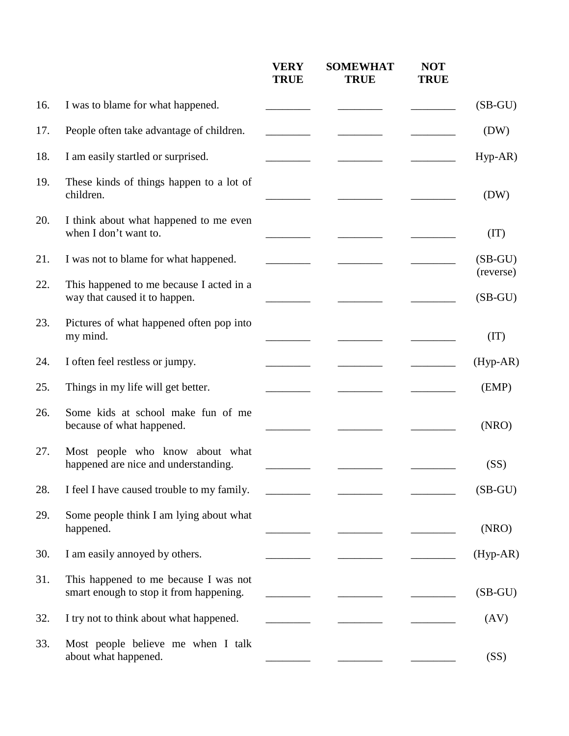| | | VERY TRUE | SOMEWHAT TRUE | NOT TRUE | |
|---|---|---|---|---|---|
| 16. | I was to blame for what happened. | ________ | ________ | ________ | (SB-GU) |
| 17. | People often take advantage of children. | ________ | ________ | ________ | (DW) |
| 18. | I am easily startled or surprised. | ________ | ________ | ________ | Hyp-AR) |
| 19. | These kinds of things happen to a lot of children. | ________ | ________ | ________ | (DW) |
| 20. | I think about what happened to me even when I don't want to. | ________ | ________ | ________ | (IT) |
| 21. | I was not to blame for what happened. | ________ | ________ | ________ | (SB-GU) (reverse) |
| 22. | This happened to me because I acted in a way that caused it to happen. | ________ | ________ | ________ | (SB-GU) |
| 23. | Pictures of what happened often pop into my mind. | ________ | ________ | ________ | (IT) |
| 24. | I often feel restless or jumpy. | ________ | ________ | ________ | (Hyp-AR) |
| 25. | Things in my life will get better. | ________ | ________ | ________ | (EMP) |
| 26. | Some kids at school make fun of me because of what happened. | ________ | ________ | ________ | (NRO) |
| 27. | Most people who know about what happened are nice and understanding. | ________ | ________ | ________ | (SS) |
| 28. | I feel I have caused trouble to my family. | ________ | ________ | ________ | (SB-GU) |
| 29. | Some people think I am lying about what happened. | ________ | ________ | ________ | (NRO) |
| 30. | I am easily annoyed by others. | ________ | ________ | ________ | (Hyp-AR) |
| 31. | This happened to me because I was not smart enough to stop it from happening. | ________ | ________ | ________ | (SB-GU) |
| 32. | I try not to think about what happened. | ________ | ________ | ________ | (AV) |
| 33. | Most people believe me when I talk about what happened. | ________ | ________ | ________ | (SS) |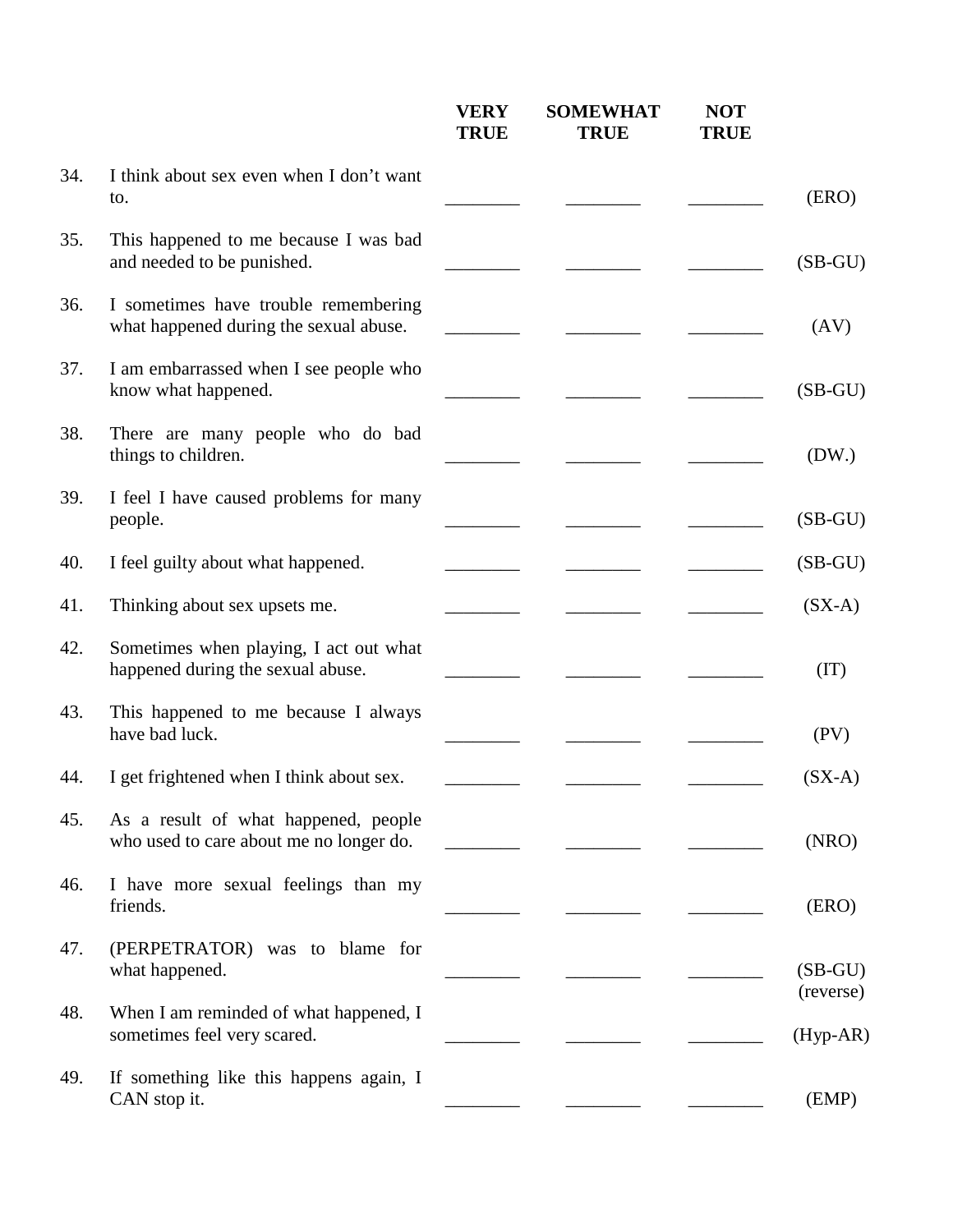| | | VERY TRUE | SOMEWHAT TRUE | NOT TRUE | |
|---|---|---|---|---|---|
| 34. | I think about sex even when I don't want to. | ________ | ________ | ________ | (ERO) |
| 35. | This happened to me because I was bad and needed to be punished. | ________ | ________ | ________ | (SB-GU) |
| 36. | I sometimes have trouble remembering what happened during the sexual abuse. | ________ | ________ | ________ | (AV) |
| 37. | I am embarrassed when I see people who know what happened. | ________ | ________ | ________ | (SB-GU) |
| 38. | There are many people who do bad things to children. | ________ | ________ | ________ | (DW.) |
| 39. | I feel I have caused problems for many people. | ________ | ________ | ________ | (SB-GU) |
| 40. | I feel guilty about what happened. | ________ | ________ | ________ | (SB-GU) |
| 41. | Thinking about sex upsets me. | ________ | ________ | ________ | (SX-A) |
| 42. | Sometimes when playing, I act out what happened during the sexual abuse. | ________ | ________ | ________ | (IT) |
| 43. | This happened to me because I always have bad luck. | ________ | ________ | ________ | (PV) |
| 44. | I get frightened when I think about sex. | ________ | ________ | ________ | (SX-A) |
| 45. | As a result of what happened, people who used to care about me no longer do. | ________ | ________ | ________ | (NRO) |
| 46. | I have more sexual feelings than my friends. | ________ | ________ | ________ | (ERO) |
| 47. | (PERPETRATOR) was to blame for what happened. | ________ | ________ | ________ | (SB-GU) (reverse) |
| 48. | When I am reminded of what happened, I sometimes feel very scared. | ________ | ________ | ________ | (Hyp-AR) |
| 49. | If something like this happens again, I CAN stop it. | ________ | ________ | ________ | (EMP) |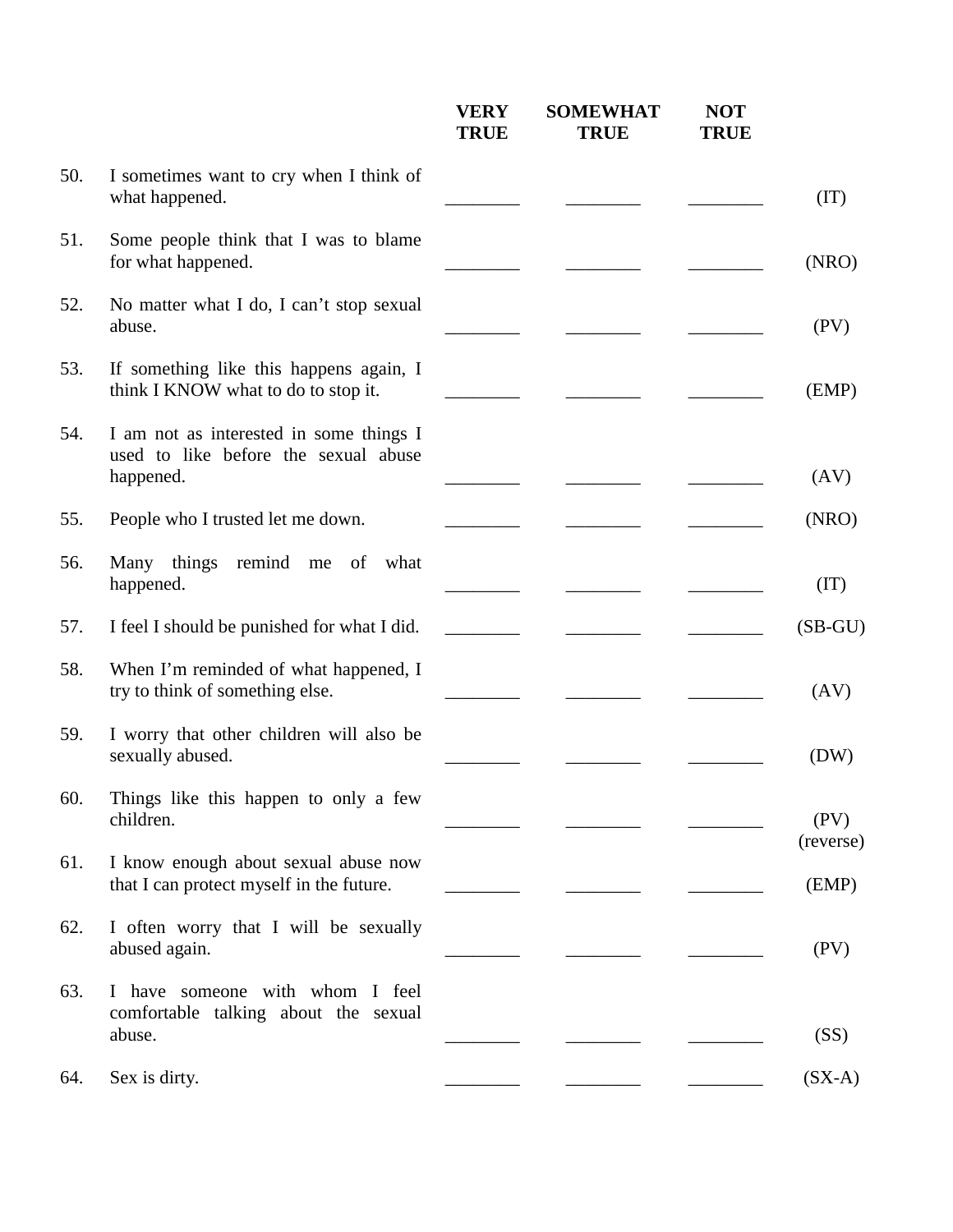| | | VERY TRUE | SOMEWHAT TRUE | NOT TRUE | |
|---|---|---|---|---|---|
| 50. | I sometimes want to cry when I think of what happened. | ________ | ________ | ________ | (IT) |
| 51. | Some people think that I was to blame for what happened. | ________ | ________ | ________ | (NRO) |
| 52. | No matter what I do, I can't stop sexual abuse. | ________ | ________ | ________ | (PV) |
| 53. | If something like this happens again, I think I KNOW what to do to stop it. | ________ | ________ | ________ | (EMP) |
| 54. | I am not as interested in some things I used to like before the sexual abuse happened. | ________ | ________ | ________ | (AV) |
| 55. | People who I trusted let me down. | ________ | ________ | ________ | (NRO) |
| 56. | Many things remind me of what happened. | ________ | ________ | ________ | (IT) |
| 57. | I feel I should be punished for what I did. | ________ | ________ | ________ | (SB-GU) |
| 58. | When I'm reminded of what happened, I try to think of something else. | ________ | ________ | ________ | (AV) |
| 59. | I worry that other children will also be sexually abused. | ________ | ________ | ________ | (DW) |
| 60. | Things like this happen to only a few children. | ________ | ________ | ________ | (PV) (reverse) |
| 61. | I know enough about sexual abuse now that I can protect myself in the future. | ________ | ________ | ________ | (EMP) |
| 62. | I often worry that I will be sexually abused again. | ________ | ________ | ________ | (PV) |
| 63. | I have someone with whom I feel comfortable talking about the sexual abuse. | ________ | ________ | ________ | (SS) |
| 64. | Sex is dirty. | ________ | ________ | ________ | (SX-A) |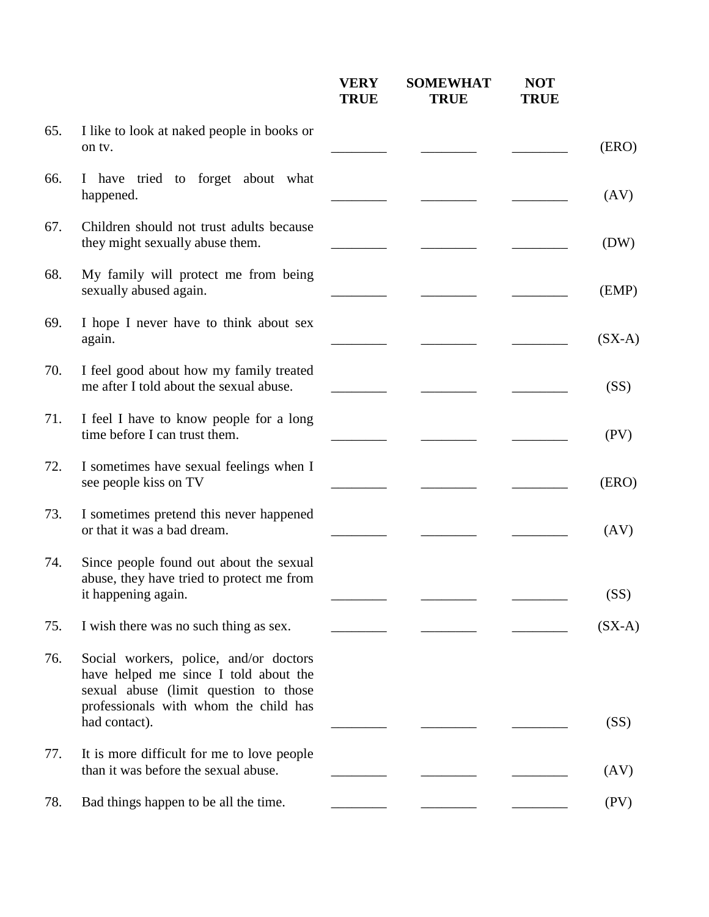| | | VERY TRUE | SOMEWHAT TRUE | NOT TRUE | |
|---|---|---|---|---|---|
| 65. | I like to look at naked people in books or on tv. | ________ | ________ | ________ | (ERO) |
| 66. | I have tried to forget about what happened. | ________ | ________ | ________ | (AV) |
| 67. | Children should not trust adults because they might sexually abuse them. | ________ | ________ | ________ | (DW) |
| 68. | My family will protect me from being sexually abused again. | ________ | ________ | ________ | (EMP) |
| 69. | I hope I never have to think about sex again. | ________ | ________ | ________ | (SX-A) |
| 70. | I feel good about how my family treated me after I told about the sexual abuse. | ________ | ________ | ________ | (SS) |
| 71. | I feel I have to know people for a long time before I can trust them. | ________ | ________ | ________ | (PV) |
| 72. | I sometimes have sexual feelings when I see people kiss on TV | ________ | ________ | ________ | (ERO) |
| 73. | I sometimes pretend this never happened or that it was a bad dream. | ________ | ________ | ________ | (AV) |
| 74. | Since people found out about the sexual abuse, they have tried to protect me from it happening again. | ________ | ________ | ________ | (SS) |
| 75. | I wish there was no such thing as sex. | ________ | ________ | ________ | (SX-A) |
| 76. | Social workers, police, and/or doctors have helped me since I told about the sexual abuse (limit question to those professionals with whom the child has had contact). | ________ | ________ | ________ | (SS) |
| 77. | It is more difficult for me to love people than it was before the sexual abuse. | ________ | ________ | ________ | (AV) |
| 78. | Bad things happen to be all the time. | ________ | ________ | ________ | (PV) |